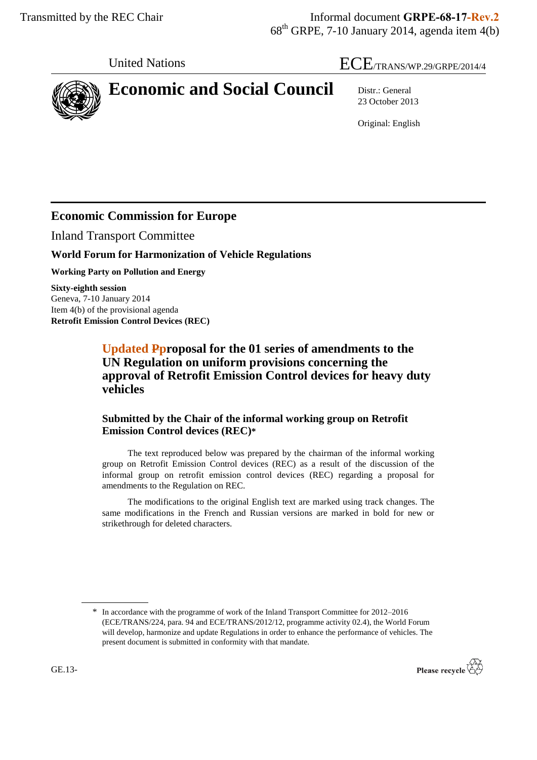Transmitted by the REC Chair

Informal document **GRPE-68-17-Rev.2**
68th GRPE, 7-10 January 2014, agenda item 4(b)

United Nations

ECE/TRANS/WP.29/GRPE/2014/4

# Economic and Social Council

Distr.: General
23 October 2013

Original: English

## Economic Commission for Europe

Inland Transport Committee

### World Forum for Harmonization of Vehicle Regulations

**Working Party on Pollution and Energy**

**Sixty-eighth session**
Geneva, 7-10 January 2014
Item 4(b) of the provisional agenda
**Retrofit Emission Control Devices (REC)**

## Updated ~~P~~proposal for the 01 series of amendments to the UN Regulation on uniform provisions concerning the approval of Retrofit Emission Control devices for heavy duty vehicles

### Submitted by the Chair of the informal working group on Retrofit Emission Control devices (REC)*

The text reproduced below was prepared by the chairman of the informal working group on Retrofit Emission Control devices (REC) as a result of the discussion of the informal group on retrofit emission control devices (REC) regarding a proposal for amendments to the Regulation on REC.

The modifications to the original English text are marked using track changes. The same modifications in the French and Russian versions are marked in bold for new or strikethrough for deleted characters.

---

\* In accordance with the programme of work of the Inland Transport Committee for 2012–2016 (ECE/TRANS/224, para. 94 and ECE/TRANS/2012/12, programme activity 02.4), the World Forum will develop, harmonize and update Regulations in order to enhance the performance of vehicles. The present document is submitted in conformity with that mandate.

GE.13-

Please recycle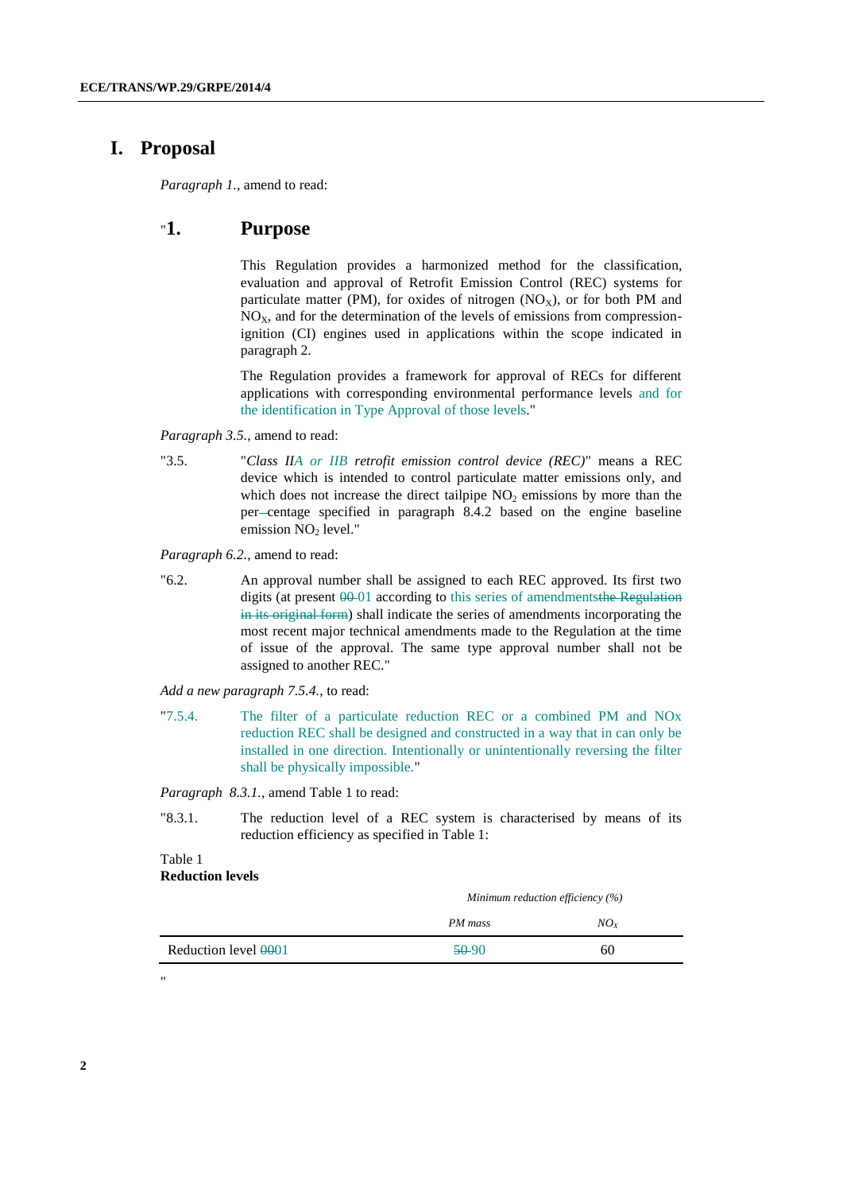# I. Proposal

*Paragraph 1.*, amend to read:

## "1. Purpose

This Regulation provides a harmonized method for the classification, evaluation and approval of Retrofit Emission Control (REC) systems for particulate matter (PM), for oxides of nitrogen ($NO_X$), or for both PM and $NO_X$, and for the determination of the levels of emissions from compression-ignition (CI) engines used in applications within the scope indicated in paragraph 2.

The Regulation provides a framework for approval of RECs for different applications with corresponding environmental performance levels and for the identification in Type Approval of those levels."

*Paragraph 3.5.*, amend to read:

"3.5. "*Class IIA or IIB retrofit emission control device (REC)*" means a REC device which is intended to control particulate matter emissions only, and which does not increase the direct tailpipe $NO_2$ emissions by more than the per–centage specified in paragraph 8.4.2 based on the engine baseline emission $NO_2$ level."

*Paragraph 6.2.*, amend to read:

"6.2. An approval number shall be assigned to each REC approved. Its first two digits (at present ~~00~~ 01 according to this series of amendments~~the Regulation in its original form~~) shall indicate the series of amendments incorporating the most recent major technical amendments made to the Regulation at the time of issue of the approval. The same type approval number shall not be assigned to another REC."

*Add a new paragraph 7.5.4.*, to read:

"7.5.4. The filter of a particulate reduction REC or a combined PM and NOx reduction REC shall be designed and constructed in a way that in can only be installed in one direction. Intentionally or unintentionally reversing the filter shall be physically impossible."

*Paragraph 8.3.1.*, amend Table 1 to read:

"8.3.1. The reduction level of a REC system is characterised by means of its reduction efficiency as specified in Table 1:

Table 1
**Reduction levels**

| | *Minimum reduction efficiency (%)* | |
|---|---|---|
| | *PM mass* | *$NO_X$* |
| Reduction level ~~00~~01 | ~~50~~ 90 | 60 |

"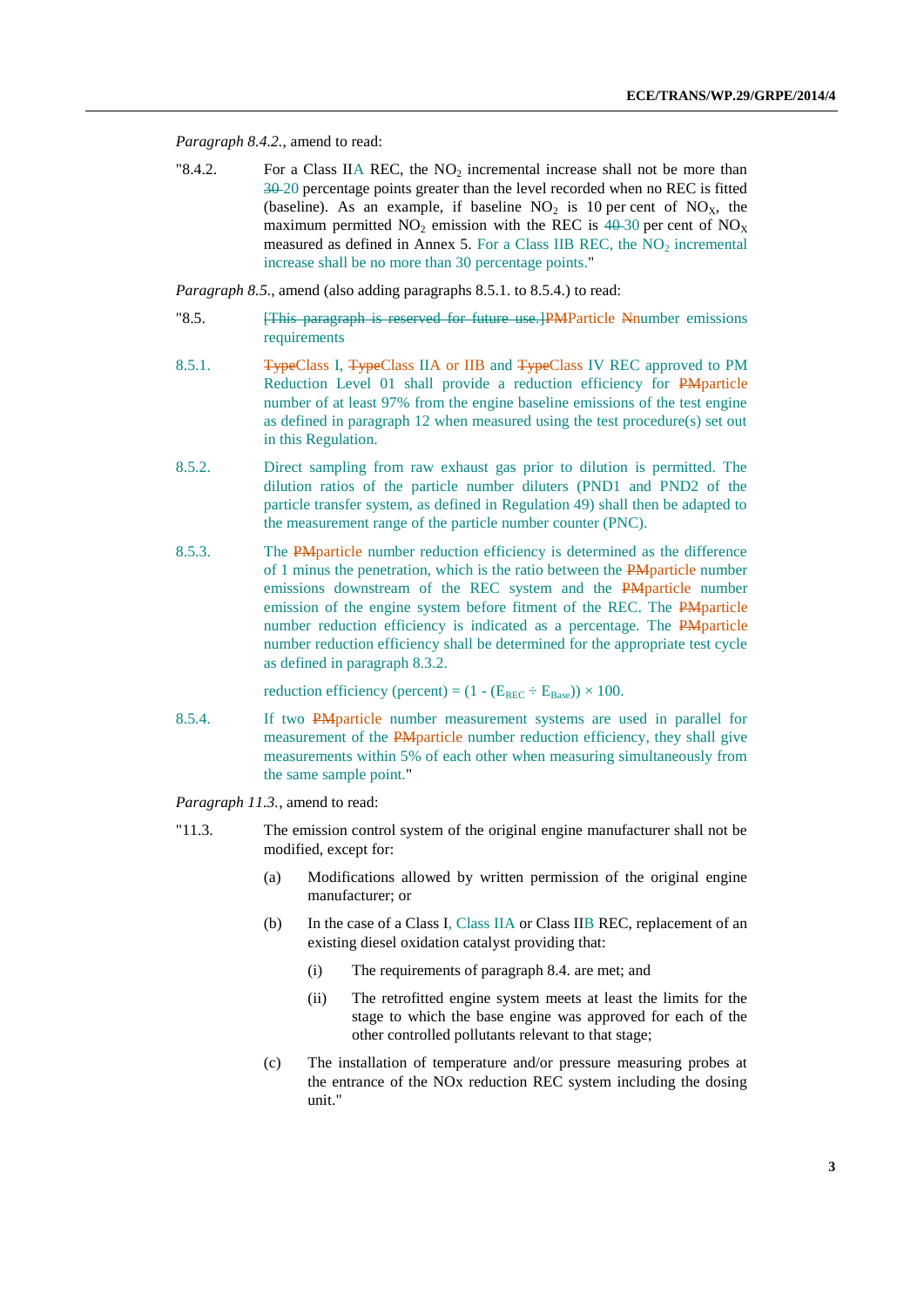*Paragraph 8.4.2.*, amend to read:

"8.4.2. For a Class IIA REC, the $NO_2$ incremental increase shall not be more than ~~30~~ 20 percentage points greater than the level recorded when no REC is fitted (baseline). As an example, if baseline $NO_2$ is 10 per cent of $NO_X$, the maximum permitted $NO_2$ emission with the REC is ~~40~~ 30 per cent of $NO_X$ measured as defined in Annex 5. For a Class IIB REC, the $NO_2$ incremental increase shall be no more than 30 percentage points."

*Paragraph 8.5.*, amend (also adding paragraphs 8.5.1. to 8.5.4.) to read:

"8.5. ~~[This paragraph is reserved for future use.]~~~~PM~~Particle ~~N~~number emissions requirements

8.5.1. ~~Type~~Class I, ~~Type~~Class IIA or IIB and ~~Type~~Class IV REC approved to PM Reduction Level 01 shall provide a reduction efficiency for ~~PM~~particle number of at least 97% from the engine baseline emissions of the test engine as defined in paragraph 12 when measured using the test procedure(s) set out in this Regulation.

8.5.2. Direct sampling from raw exhaust gas prior to dilution is permitted. The dilution ratios of the particle number diluters (PND1 and PND2 of the particle transfer system, as defined in Regulation 49) shall then be adapted to the measurement range of the particle number counter (PNC).

8.5.3. The ~~PM~~particle number reduction efficiency is determined as the difference of 1 minus the penetration, which is the ratio between the ~~PM~~particle number emissions downstream of the REC system and the ~~PM~~particle number emission of the engine system before fitment of the REC. The ~~PM~~particle number reduction efficiency is indicated as a percentage. The ~~PM~~particle number reduction efficiency shall be determined for the appropriate test cycle as defined in paragraph 8.3.2.

reduction efficiency (percent) = $(1 - (E_{REC} \div E_{Base})) \times 100$.

8.5.4. If two ~~PM~~particle number measurement systems are used in parallel for measurement of the ~~PM~~particle number reduction efficiency, they shall give measurements within 5% of each other when measuring simultaneously from the same sample point."

*Paragraph 11.3.*, amend to read:

"11.3. The emission control system of the original engine manufacturer shall not be modified, except for:

(a) Modifications allowed by written permission of the original engine manufacturer; or

(b) In the case of a Class I, Class IIA or Class IIB REC, replacement of an existing diesel oxidation catalyst providing that:

(i) The requirements of paragraph 8.4. are met; and

(ii) The retrofitted engine system meets at least the limits for the stage to which the base engine was approved for each of the other controlled pollutants relevant to that stage;

(c) The installation of temperature and/or pressure measuring probes at the entrance of the NOx reduction REC system including the dosing unit."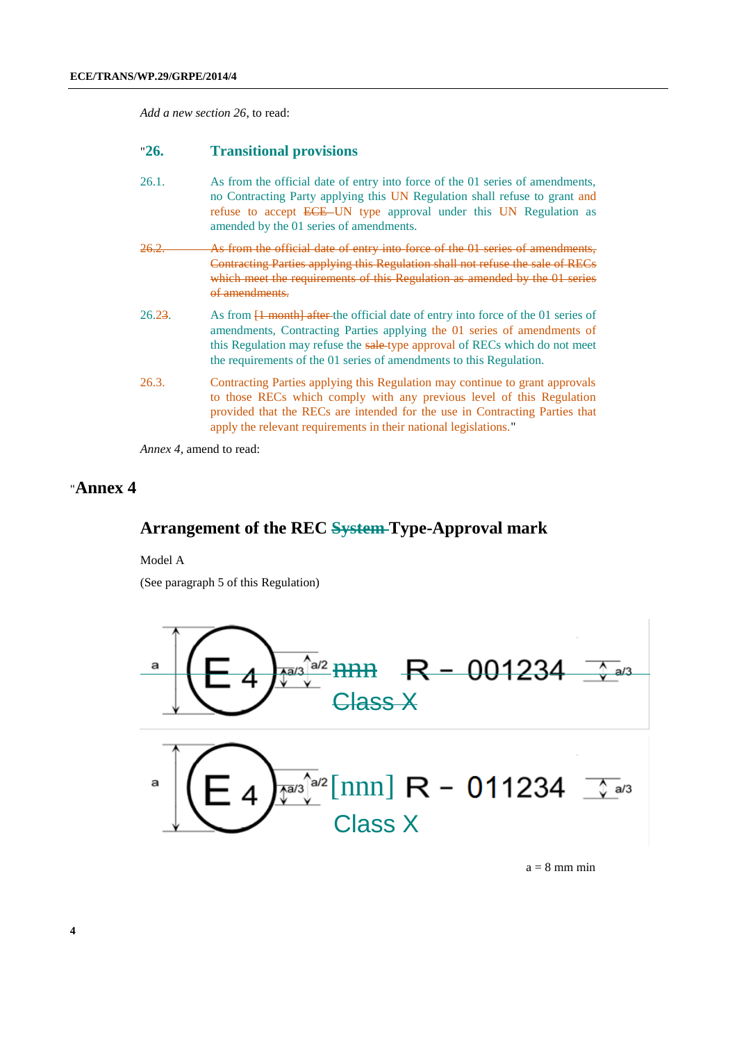*Add a new section 26*, to read:

## "26. Transitional provisions

26.1. As from the official date of entry into force of the 01 series of amendments, no Contracting Party applying this UN Regulation shall refuse to grant and refuse to accept ~~ECE~~ UN type approval under this UN Regulation as amended by the 01 series of amendments.

~~26.2. As from the official date of entry into force of the 01 series of amendments, Contracting Parties applying this Regulation shall not refuse the sale of RECs which meet the requirements of this Regulation as amended by the 01 series of amendments.~~

26.2~~3~~. As from ~~[1 month] after~~ the official date of entry into force of the 01 series of amendments, Contracting Parties applying the 01 series of amendments of this Regulation may refuse the ~~sale~~ type approval of RECs which do not meet the requirements of the 01 series of amendments to this Regulation.

26.3. Contracting Parties applying this Regulation may continue to grant approvals to those RECs which comply with any previous level of this Regulation provided that the RECs are intended for the use in Contracting Parties that apply the relevant requirements in their national legislations."

*Annex 4*, amend to read:

# "Annex 4

## Arrangement of the REC ~~System~~ Type-Approval mark

Model A

(See paragraph 5 of this Regulation)

~~E 4 nnn R - 001234 Class X~~

E 4 [nnn] R - 011234 Class X

a = 8 mm min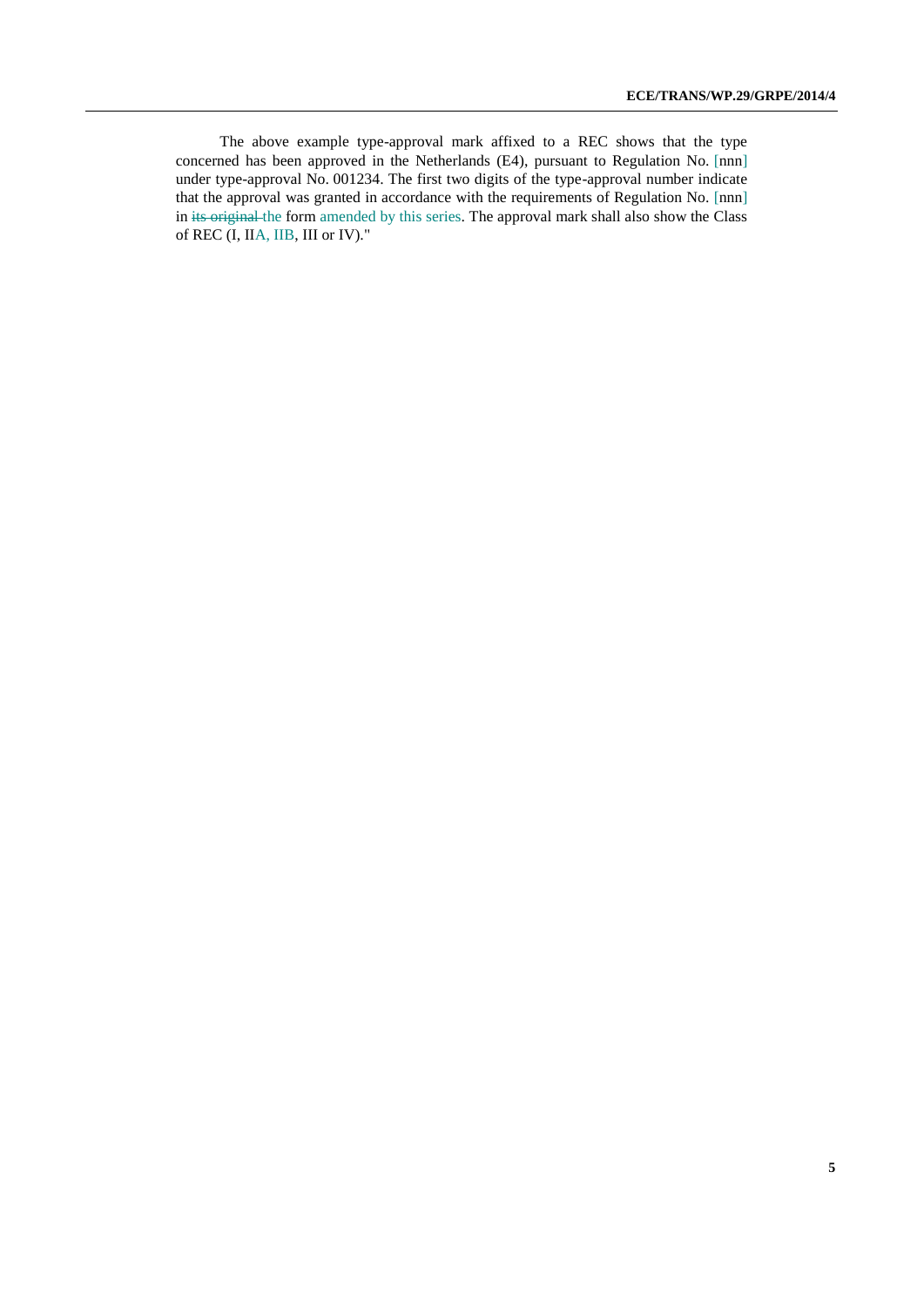The above example type-approval mark affixed to a REC shows that the type concerned has been approved in the Netherlands (E4), pursuant to Regulation No. [nnn] under type-approval No. 001234. The first two digits of the type-approval number indicate that the approval was granted in accordance with the requirements of Regulation No. [nnn] in ~~its original~~ the form amended by this series. The approval mark shall also show the Class of REC (I, IIA, IIB, III or IV)."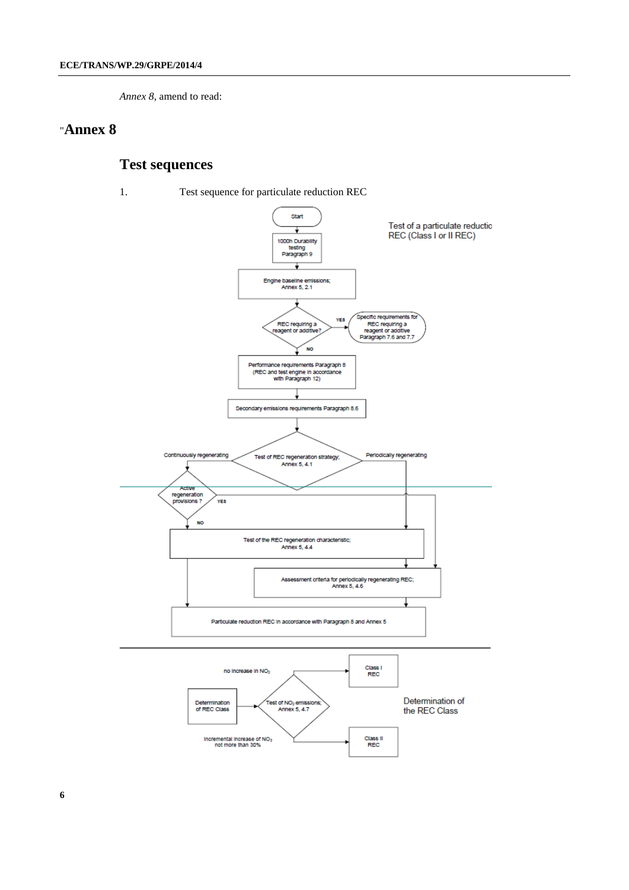*Annex 8*, amend to read:

"**Annex 8**

## Test sequences

1. Test sequence for particulate reduction REC

Test of a particulate reductio REC (Class I or II REC)

Start

1000h Durability testing Paragraph 9

Engine baseline emissions; Annex 5, 2.1

REC requiring a reagent or additive?

YES

Specific requirements for REC requiring a reagent or additive Paragraph 7.6 and 7.7

NO

Performance requirements Paragraph 8 (REC and test engine in accordance with Paragraph 12)

Secondary emissions requirements Paragraph 8.6

Continuously regenerating

Test of REC regeneration strategy; Annex 5, 4.1

Periodically regenerating

Active regeneration provisions ?

YES

NO

Test of the REC regeneration characteristic; Annex 5, 4.4

Assessment criteria for periodically regenerating REC; Annex 5, 4.6

Particulate reduction REC in accordance with Paragraph 8 and Annex 5

no increase in $NO_2$

Class I REC

Determination of REC Class

Test of $NO_2$ emissions; Annex 5, 4.7

Determination of the REC Class

Incremental increase of $NO_2$ not more than 30%

Class II REC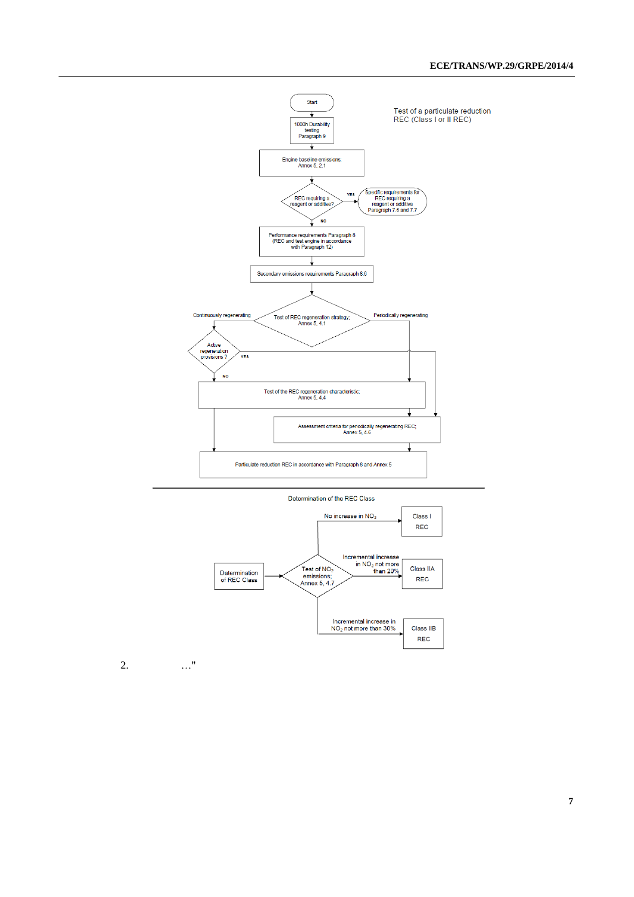Test of a particulate reduction REC (Class I or II REC)

Start

1000h Durability testing Paragraph 9

Engine baseline emissions; Annex 5, 2.1

REC requiring a reagent or additive?

YES

Specific requirements for REC requiring a reagent or additive Paragraph 7.6 and 7.7

NO

Performance requirements Paragraph 8 (REC and test engine in accordance with Paragraph 12)

Secondary emissions requirements Paragraph 8.6

Test of REC regeneration strategy; Annex 5, 4.1

Continuously regenerating

Periodically regenerating

Active regeneration provisions ?

YES

NO

Test of the REC regeneration characteristic; Annex 5, 4.4

Assessment criteria for periodically regenerating REC; Annex 5, 4.6

Particulate reduction REC in accordance with Paragraph 8 and Annex 5

Determination of the REC Class

Determination of REC Class

Test of $NO_2$ emissions; Annex 5, 4.7

No increase in $NO_2$

Class I REC

Incremental increase in $NO_2$ not more than 20%

Class IIA REC

Incremental increase in $NO_2$ not more than 30%

Class IIB REC

2. …"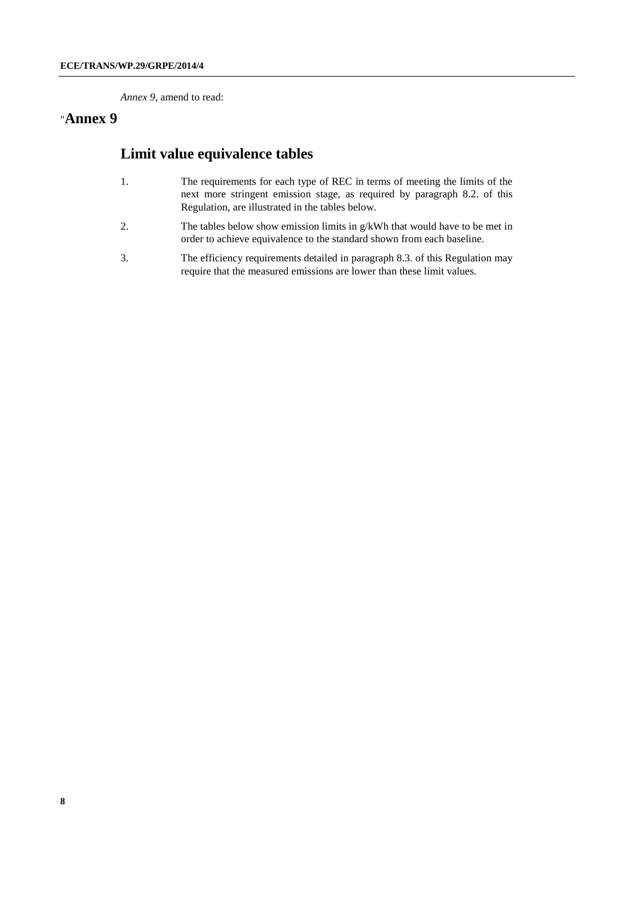*Annex 9*, amend to read:

# "Annex 9

## Limit value equivalence tables

1. The requirements for each type of REC in terms of meeting the limits of the next more stringent emission stage, as required by paragraph 8.2. of this Regulation, are illustrated in the tables below.

2. The tables below show emission limits in g/kWh that would have to be met in order to achieve equivalence to the standard shown from each baseline.

3. The efficiency requirements detailed in paragraph 8.3. of this Regulation may require that the measured emissions are lower than these limit values.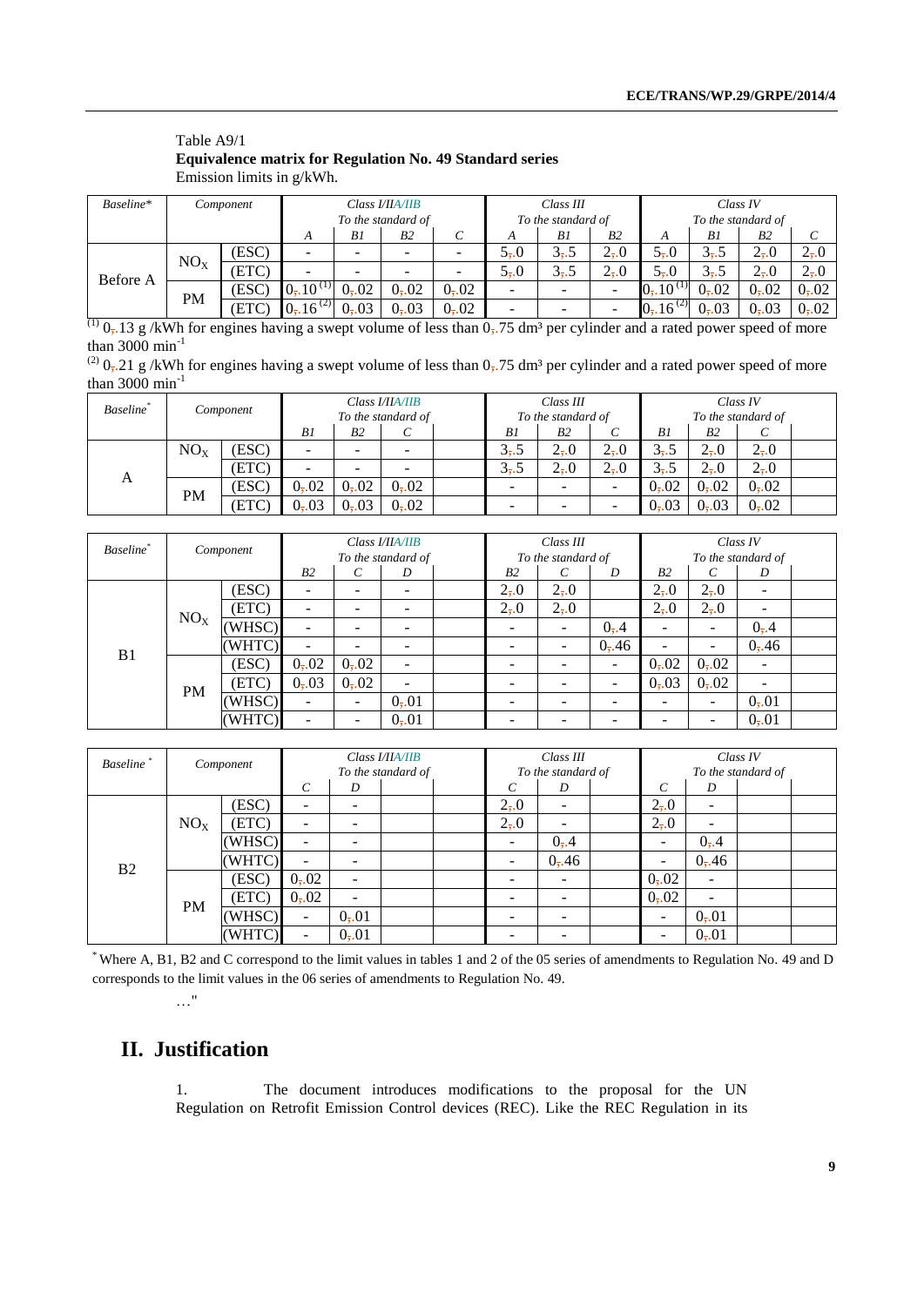Table A9/1

**Equivalence matrix for Regulation No. 49 Standard series**

Emission limits in g/kWh.

| Baseline* | Component | | Class I/IIA/IIB To the standard of | | | | Class III To the standard of | | | Class IV To the standard of | | | |
|---|---|---|---|---|---|---|---|---|---|---|---|---|---|
| | | | A | B1 | B2 | C | A | B1 | B2 | A | B1 | B2 | C |
| Before A | $NO_X$ | (ESC) | - | - | - | - | 5.0 | 3.5 | 2.0 | 5.0 | 3.5 | 2.0 | 2.0 |
| | | (ETC) | - | - | - | - | 5.0 | 3.5 | 2.0 | 5.0 | 3.5 | 2.0 | 2.0 |
| | PM | (ESC) | 0.10 (1) | 0.02 | 0.02 | 0.02 | - | - | - | 0.10 (1) | 0.02 | 0.02 | 0.02 |
| | | (ETC) | 0.16 (2) | 0.03 | 0.03 | 0.02 | - | - | - | 0.16 (2) | 0.03 | 0.03 | 0.02 |

(1) 0.13 g /kWh for engines having a swept volume of less than 0.75 dm³ per cylinder and a rated power speed of more than 3000 min$^{-1}$

(2) 0.21 g /kWh for engines having a swept volume of less than 0.75 dm³ per cylinder and a rated power speed of more than 3000 min$^{-1}$

| Baseline* | Component | | Class I/IIA/IIB To the standard of | | | | Class III To the standard of | | | Class IV To the standard of | | | |
|---|---|---|---|---|---|---|---|---|---|---|---|---|---|
| | | | B1 | B2 | C | | B1 | B2 | C | B1 | B2 | C | |
| A | $NO_X$ | (ESC) | - | - | - | | 3.5 | 2.0 | 2.0 | 3.5 | 2.0 | 2.0 | |
| | | (ETC) | - | - | - | | 3.5 | 2.0 | 2.0 | 3.5 | 2.0 | 2.0 | |
| | PM | (ESC) | 0.02 | 0.02 | 0.02 | | - | - | - | 0.02 | 0.02 | 0.02 | |
| | | (ETC) | 0.03 | 0.03 | 0.02 | | - | - | - | 0.03 | 0.03 | 0.02 | |

| Baseline* | Component | | Class I/IIA/IIB To the standard of | | | | Class III To the standard of | | | Class IV To the standard of | | | |
|---|---|---|---|---|---|---|---|---|---|---|---|---|---|
| | | | B2 | C | D | | B2 | C | D | B2 | C | D | |
| B1 | $NO_X$ | (ESC) | - | - | - | | 2.0 | 2.0 | | 2.0 | 2.0 | - | |
| | | (ETC) | - | - | - | | 2.0 | 2.0 | | 2.0 | 2.0 | - | |
| | | (WHSC) | - | - | - | | - | - | 0.4 | - | - | 0.4 | |
| | | (WHTC) | - | - | - | | - | - | 0.46 | - | - | 0.46 | |
| | PM | (ESC) | 0.02 | 0.02 | - | | - | - | - | 0.02 | 0.02 | - | |
| | | (ETC) | 0.03 | 0.02 | - | | - | - | - | 0.03 | 0.02 | - | |
| | | (WHSC) | - | - | 0.01 | | - | - | - | - | - | 0.01 | |
| | | (WHTC) | - | - | 0.01 | | - | - | - | - | - | 0.01 | |

| Baseline* | Component | | Class I/IIA/IIB To the standard of | | | | Class III To the standard of | | | Class IV To the standard of | | | |
|---|---|---|---|---|---|---|---|---|---|---|---|---|---|
| | | | C | D | | | C | D | | C | D | | |
| B2 | $NO_X$ | (ESC) | - | - | | | 2.0 | - | | 2.0 | - | | |
| | | (ETC) | - | - | | | 2.0 | - | | 2.0 | - | | |
| | | (WHSC) | - | - | | | - | 0.4 | | - | 0.4 | | |
| | | (WHTC) | - | - | | | - | 0.46 | | - | 0.46 | | |
| | PM | (ESC) | 0.02 | - | | | - | - | | 0.02 | - | | |
| | | (ETC) | 0.02 | - | | | - | - | | 0.02 | - | | |
| | | (WHSC) | - | 0.01 | | | - | - | | - | 0.01 | | |
| | | (WHTC) | - | 0.01 | | | - | - | | - | 0.01 | | |

\* Where A, B1, B2 and C correspond to the limit values in tables 1 and 2 of the 05 series of amendments to Regulation No. 49 and D corresponds to the limit values in the 06 series of amendments to Regulation No. 49.

…"

# II. Justification

1. The document introduces modifications to the proposal for the UN Regulation on Retrofit Emission Control devices (REC). Like the REC Regulation in its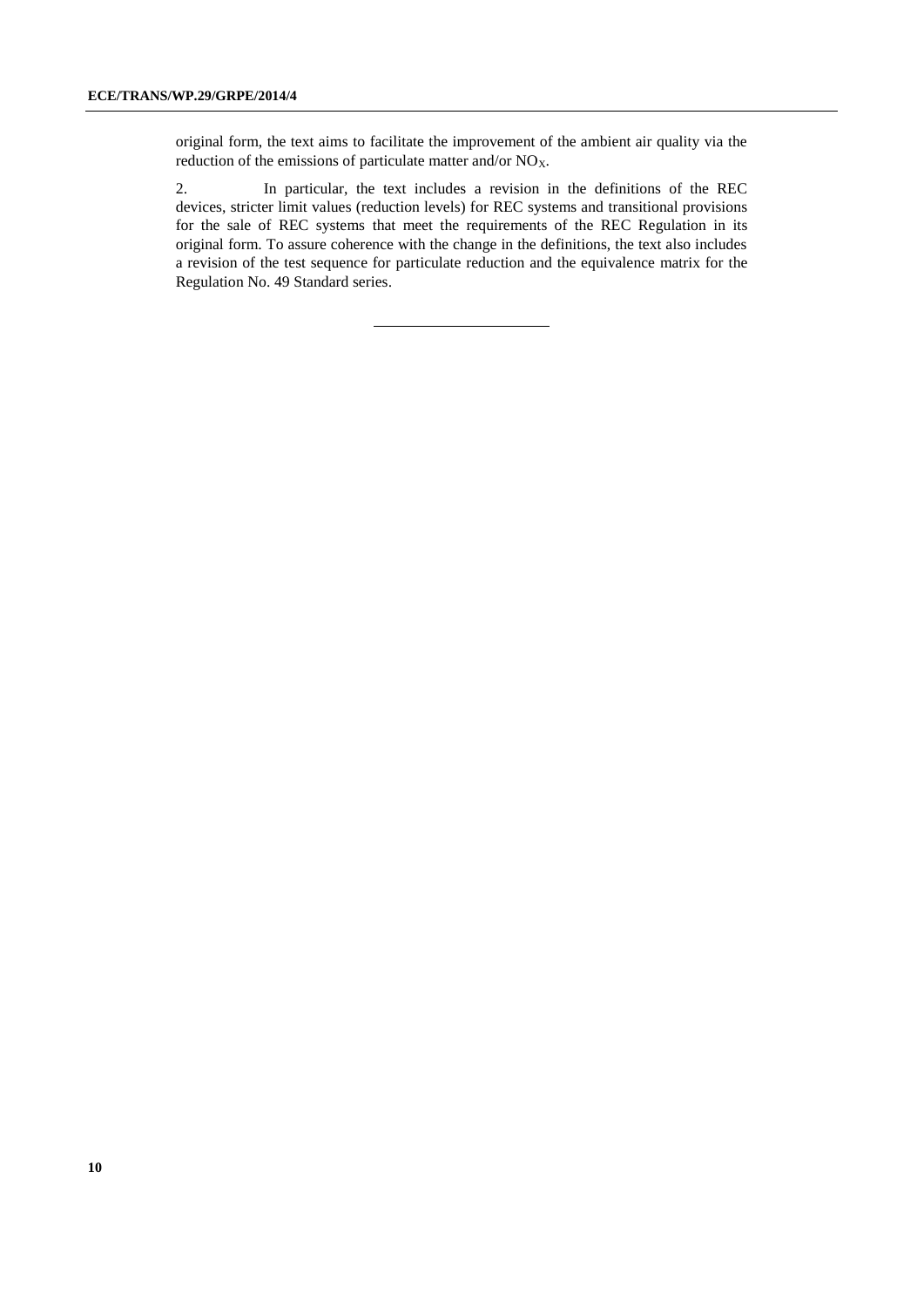original form, the text aims to facilitate the improvement of the ambient air quality via the reduction of the emissions of particulate matter and/or $NO_X$.

2. In particular, the text includes a revision in the definitions of the REC devices, stricter limit values (reduction levels) for REC systems and transitional provisions for the sale of REC systems that meet the requirements of the REC Regulation in its original form. To assure coherence with the change in the definitions, the text also includes a revision of the test sequence for particulate reduction and the equivalence matrix for the Regulation No. 49 Standard series.